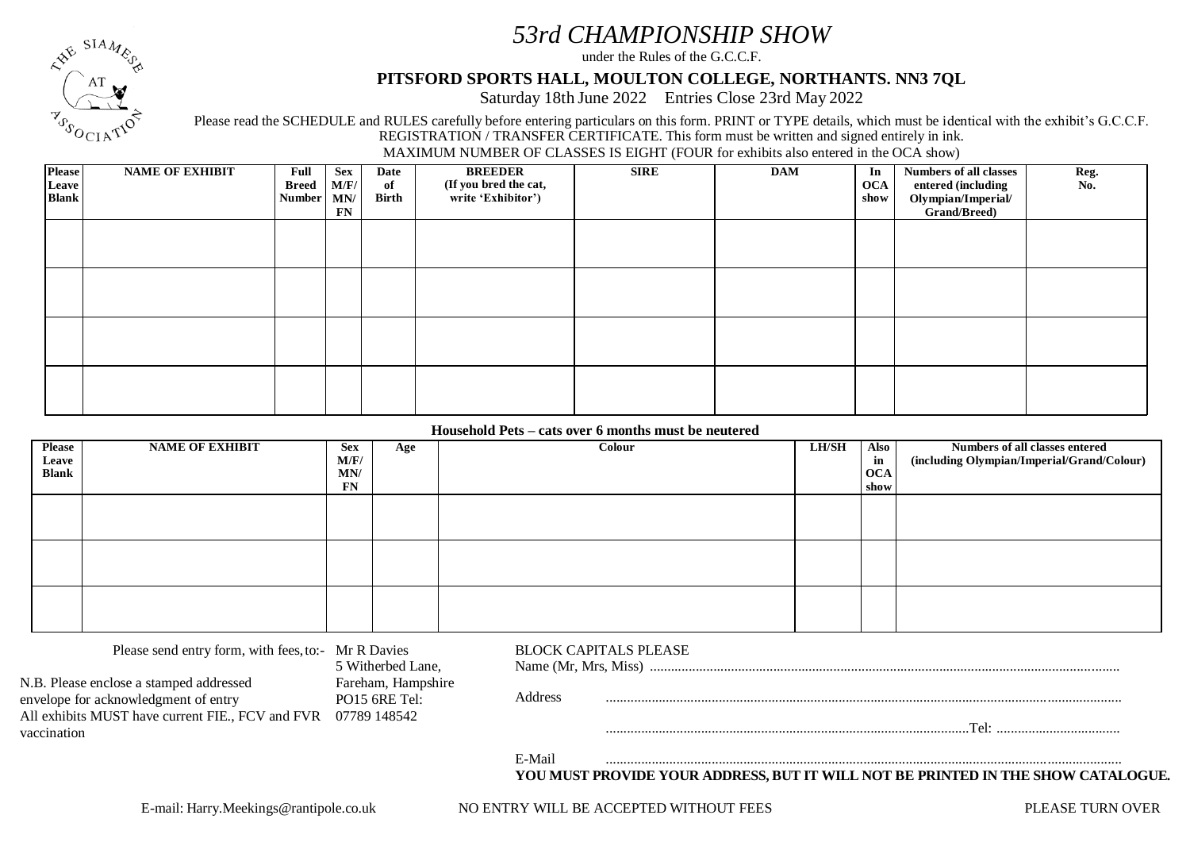# 53rd CHAMPIONSHIP SHOW

under the Rules of the G.C.C.F.

**PITSFORD SPORTS HALL, MOULTON COLLEGE, NORTHANTS. NN3 7QL**

Saturday 18th June 2022 Entries Close 23rd May 2022

Please read the SCHEDULE and RULES carefully before entering particulars on this form. PRINT or TYPE details, which must be identical with the exhibit's G.C.C.F. REGISTRATION / TRANSFER CERTIFICATE. This form must be written and signed entirely in ink.

MAXIMUM NUMBER OF CLASSES IS EIGHT (FOUR for exhibits also entered in the OCA show)

| Please Leave Blank | NAME OF EXHIBIT | Full Breed Number | Sex M/F/ MN/ FN | Date of Birth | BREEDER (If you bred the cat, write 'Exhibitor') | SIRE | DAM | In OCA show | Numbers of all classes entered (including Olympian/Imperial/ Grand/Breed) | Reg. No. |
|---|---|---|---|---|---|---|---|---|---|---|
| | | | | | | | | | | |
| | | | | | | | | | | |
| | | | | | | | | | | |
| | | | | | | | | | | |

**Household Pets – cats over 6 months must be neutered**

| Please Leave Blank | NAME OF EXHIBIT | Sex M/F/ MN/ FN | Age | Colour | LH/SH | Also in OCA show | Numbers of all classes entered (including Olympian/Imperial/Grand/Colour) |
|---|---|---|---|---|---|---|---|
| | | | | | | | |
| | | | | | | | |
| | | | | | | | |

Please send entry form, with fees, to:- Mr R Davies
5 Witherbed Lane,
Fareham, Hampshire
PO15 6RE Tel:
07789 148542

N.B. Please enclose a stamped addressed envelope for acknowledgment of entry

All exhibits MUST have current FIE., FCV and FVR vaccination

BLOCK CAPITALS PLEASE

Name (Mr, Mrs, Miss) ..........................................................................................................................................

Address ..........................................................................................................................................

..........................................................................................................Tel: ..................................

E-Mail ..........................................................................................................................................

**YOU MUST PROVIDE YOUR ADDRESS, BUT IT WILL NOT BE PRINTED IN THE SHOW CATALOGUE.**

E-mail: Harry.Meekings@rantipole.co.uk

NO ENTRY WILL BE ACCEPTED WITHOUT FEES

PLEASE TURN OVER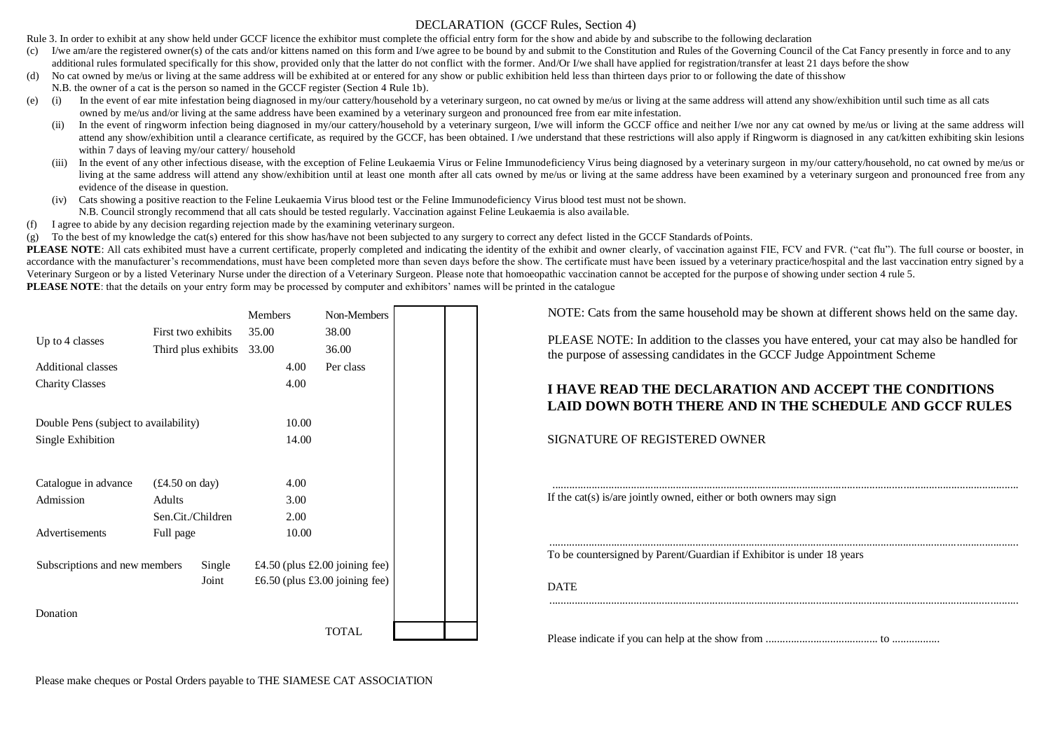# DECLARATION (GCCF Rules, Section 4)

Rule 3. In order to exhibit at any show held under GCCF licence the exhibitor must complete the official entry form for the show and abide by and subscribe to the following declaration

(c) I/we am/are the registered owner(s) of the cats and/or kittens named on this form and I/we agree to be bound by and submit to the Constitution and Rules of the Governing Council of the Cat Fancy presently in force and to any additional rules formulated specifically for this show, provided only that the latter do not conflict with the former. And/Or I/we shall have applied for registration/transfer at least 21 days before the show

(d) No cat owned by me/us or living at the same address will be exhibited at or entered for any show or public exhibition held less than thirteen days prior to or following the date of this show
N.B. the owner of a cat is the person so named in the GCCF register (Section 4 Rule 1b).

(e) (i) In the event of ear mite infestation being diagnosed in my/our cattery/household by a veterinary surgeon, no cat owned by me/us or living at the same address will attend any show/exhibition until such time as all cats owned by me/us and/or living at the same address have been examined by a veterinary surgeon and pronounced free from ear mite infestation.

(ii) In the event of ringworm infection being diagnosed in my/our cattery/household by a veterinary surgeon, I/we will inform the GCCF office and neither I/we nor any cat owned by me/us or living at the same address will attend any show/exhibition until a clearance certificate, as required by the GCCF, has been obtained. I /we understand that these restrictions will also apply if Ringworm is diagnosed in any cat/kitten exhibiting skin lesions within 7 days of leaving my/our cattery/ household

(iii) In the event of any other infectious disease, with the exception of Feline Leukaemia Virus or Feline Immunodeficiency Virus being diagnosed by a veterinary surgeon in my/our cattery/household, no cat owned by me/us or living at the same address will attend any show/exhibition until at least one month after all cats owned by me/us or living at the same address have been examined by a veterinary surgeon and pronounced free from any evidence of the disease in question.

(iv) Cats showing a positive reaction to the Feline Leukaemia Virus blood test or the Feline Immunodeficiency Virus blood test must not be shown.
N.B. Council strongly recommend that all cats should be tested regularly. Vaccination against Feline Leukaemia is also available.

(f) I agree to abide by any decision regarding rejection made by the examining veterinary surgeon.

(g) To the best of my knowledge the cat(s) entered for this show has/have not been subjected to any surgery to correct any defect listed in the GCCF Standards of Points.

**PLEASE NOTE**: All cats exhibited must have a current certificate, properly completed and indicating the identity of the exhibit and owner clearly, of vaccination against FIE, FCV and FVR. ("cat flu"). The full course or booster, in accordance with the manufacturer's recommendations, must have been completed more than seven days before the show. The certificate must have been issued by a veterinary practice/hospital and the last vaccination entry signed by a Veterinary Surgeon or by a listed Veterinary Nurse under the direction of a Veterinary Surgeon. Please note that homoeopathic vaccination cannot be accepted for the purpose of showing under section 4 rule 5.

**PLEASE NOTE**: that the details on your entry form may be processed by computer and exhibitors' names will be printed in the catalogue

| | | Members | Non-Members | | |
|---|---|---|---|---|---|
| Up to 4 classes | First two exhibits | 35.00 | 38.00 | | |
| | Third plus exhibits | 33.00 | 36.00 | | |
| Additional classes | | 4.00 | Per class | | |
| Charity Classes | | 4.00 | | | |
| Double Pens (subject to availability) | | 10.00 | | | |
| Single Exhibition | | 14.00 | | | |
| Catalogue in advance | (£4.50 on day) | 4.00 | | | |
| Admission | Adults | 3.00 | | | |
| | Sen.Cit./Children | 2.00 | | | |
| Advertisements | Full page | 10.00 | | | |
| Subscriptions and new members | Single | £4.50 (plus £2.00 joining fee) | | | |
| | Joint | £6.50 (plus £3.00 joining fee) | | | |
| Donation | | | | | |
| | | | TOTAL | | |

NOTE: Cats from the same household may be shown at different shows held on the same day.

PLEASE NOTE: In addition to the classes you have entered, your cat may also be handled for the purpose of assessing candidates in the GCCF Judge Appointment Scheme

## I HAVE READ THE DECLARATION AND ACCEPT THE CONDITIONS LAID DOWN BOTH THERE AND IN THE SCHEDULE AND GCCF RULES

SIGNATURE OF REGISTERED OWNER

..............................................................................................................................................................

If the cat(s) is/are jointly owned, either or both owners may sign

..............................................................................................................................................................

To be countersigned by Parent/Guardian if Exhibitor is under 18 years

DATE

..............................................................................................................................................................

Please indicate if you can help at the show from ........................................ to .................

Please make cheques or Postal Orders payable to THE SIAMESE CAT ASSOCIATION